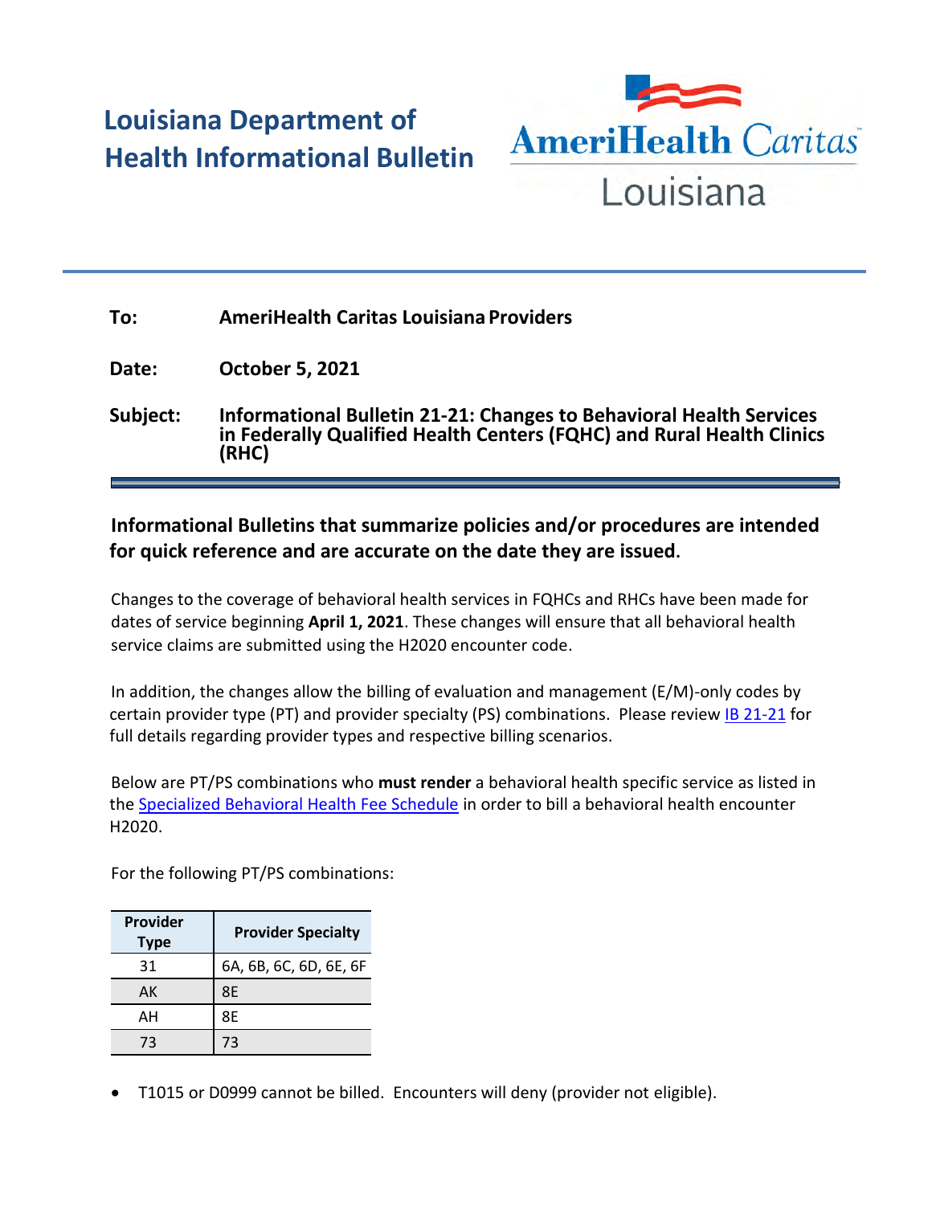# Louisiana Department of Health Informational Bulletin

AmeriHealth Caritas Louisiana

**To:** AmeriHealth Caritas Louisiana Providers

**Date:** October 5, 2021

**Subject:** Informational Bulletin 21-21: Changes to Behavioral Health Services in Federally Qualified Health Centers (FQHC) and Rural Health Clinics (RHC)

**Informational Bulletins that summarize policies and/or procedures are intended for quick reference and are accurate on the date they are issued.**

Changes to the coverage of behavioral health services in FQHCs and RHCs have been made for dates of service beginning **April 1, 2021**. These changes will ensure that all behavioral health service claims are submitted using the H2020 encounter code.

In addition, the changes allow the billing of evaluation and management (E/M)-only codes by certain provider type (PT) and provider specialty (PS) combinations. Please review [IB 21-21] for full details regarding provider types and respective billing scenarios.

Below are PT/PS combinations who **must render** a behavioral health specific service as listed in the [Specialized Behavioral Health Fee Schedule] in order to bill a behavioral health encounter H2020.

For the following PT/PS combinations:

| Provider Type | Provider Specialty |
|---|---|
| 31 | 6A, 6B, 6C, 6D, 6E, 6F |
| AK | 8E |
| AH | 8E |
| 73 | 73 |

- T1015 or D0999 cannot be billed. Encounters will deny (provider not eligible).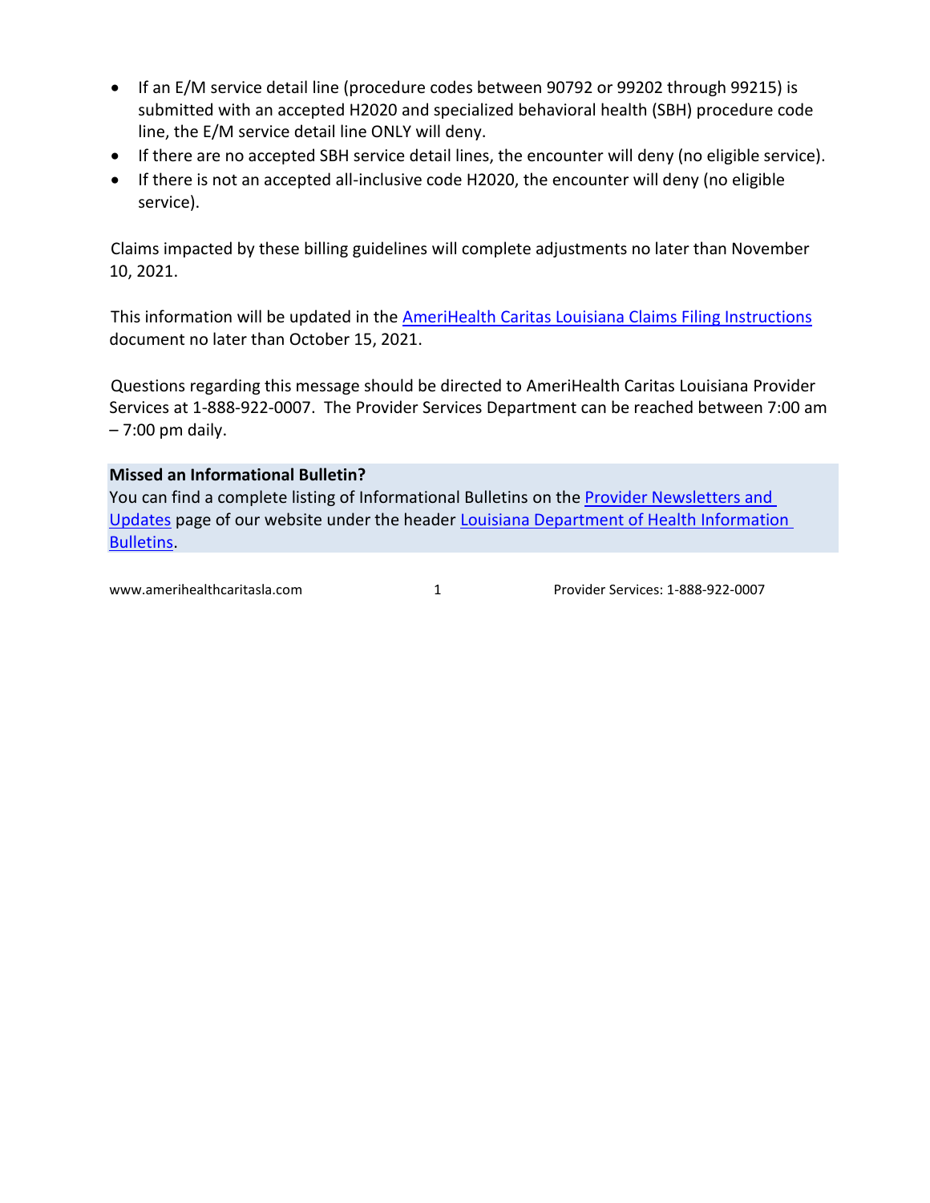- If an E/M service detail line (procedure codes between 90792 or 99202 through 99215) is submitted with an accepted H2020 and specialized behavioral health (SBH) procedure code line, the E/M service detail line ONLY will deny.
- If there are no accepted SBH service detail lines, the encounter will deny (no eligible service).
- If there is not an accepted all-inclusive code H2020, the encounter will deny (no eligible service).

Claims impacted by these billing guidelines will complete adjustments no later than November 10, 2021.

This information will be updated in the AmeriHealth Caritas Louisiana Claims Filing Instructions document no later than October 15, 2021.

Questions regarding this message should be directed to AmeriHealth Caritas Louisiana Provider Services at 1-888-922-0007. The Provider Services Department can be reached between 7:00 am – 7:00 pm daily.

**Missed an Informational Bulletin?**
You can find a complete listing of Informational Bulletins on the Provider Newsletters and Updates page of our website under the header Louisiana Department of Health Information Bulletins.